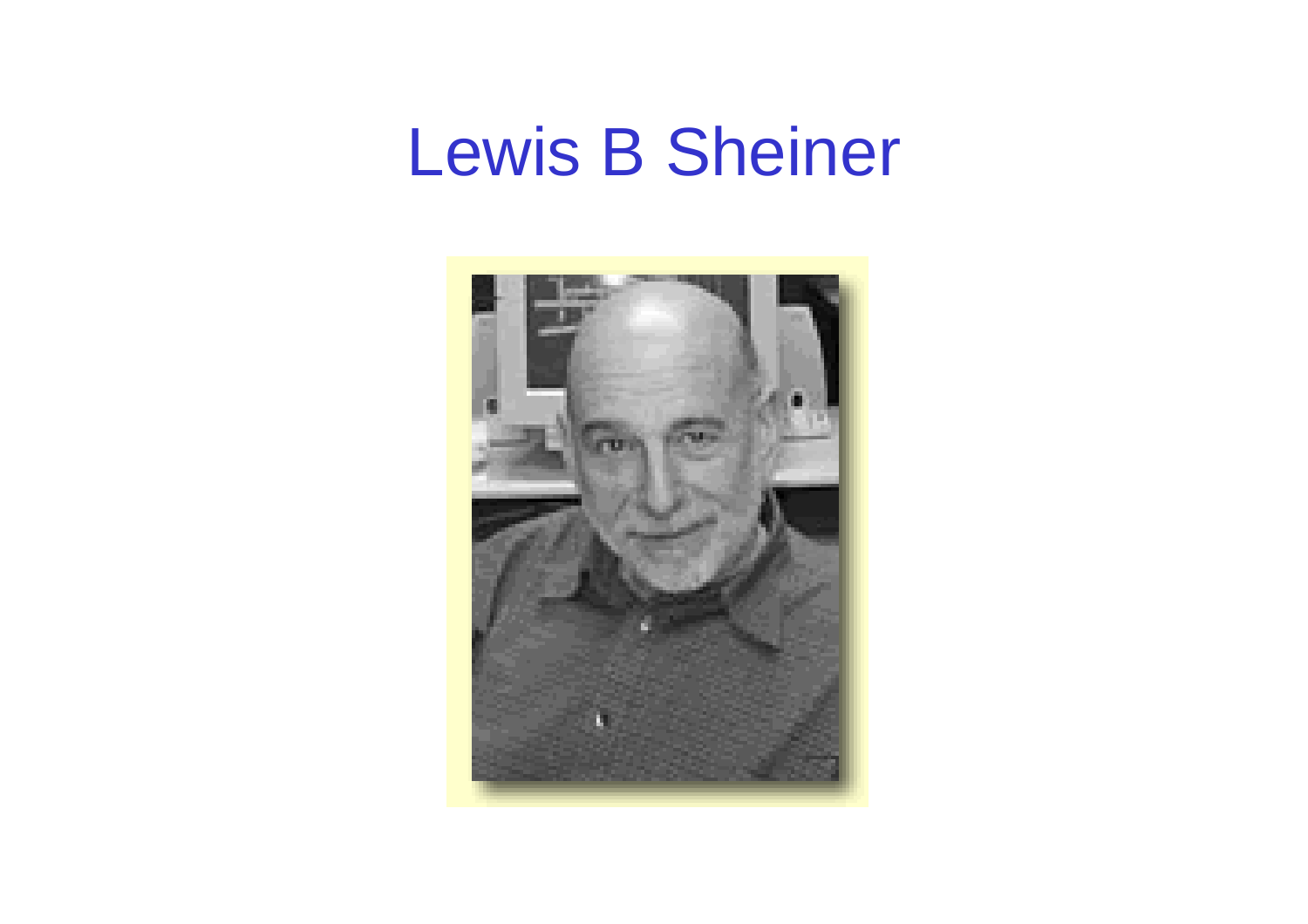# Lewis B Sheiner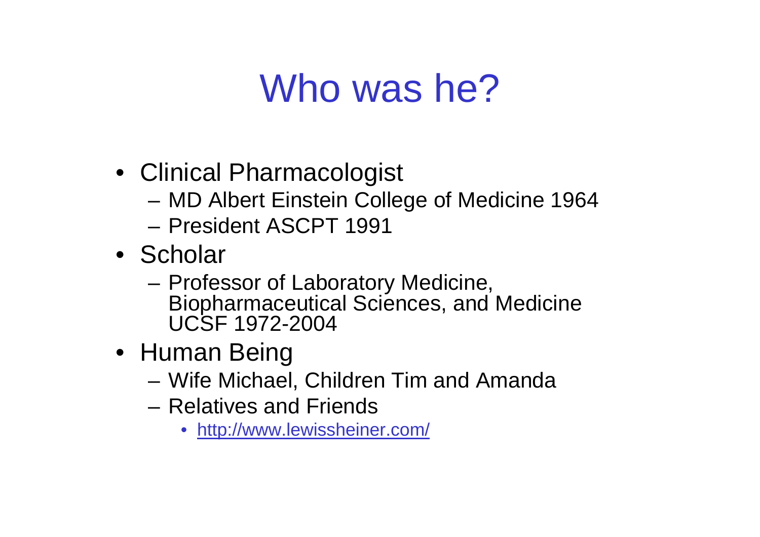# Who was he?

- Clinical Pharmacologist
  - MD Albert Einstein College of Medicine 1964
  - President ASCPT 1991
- Scholar
  - Professor of Laboratory Medicine, Biopharmaceutical Sciences, and Medicine UCSF 1972-2004
- Human Being
  - Wife Michael, Children Tim and Amanda
  - Relatives and Friends
    - http://www.lewissheiner.com/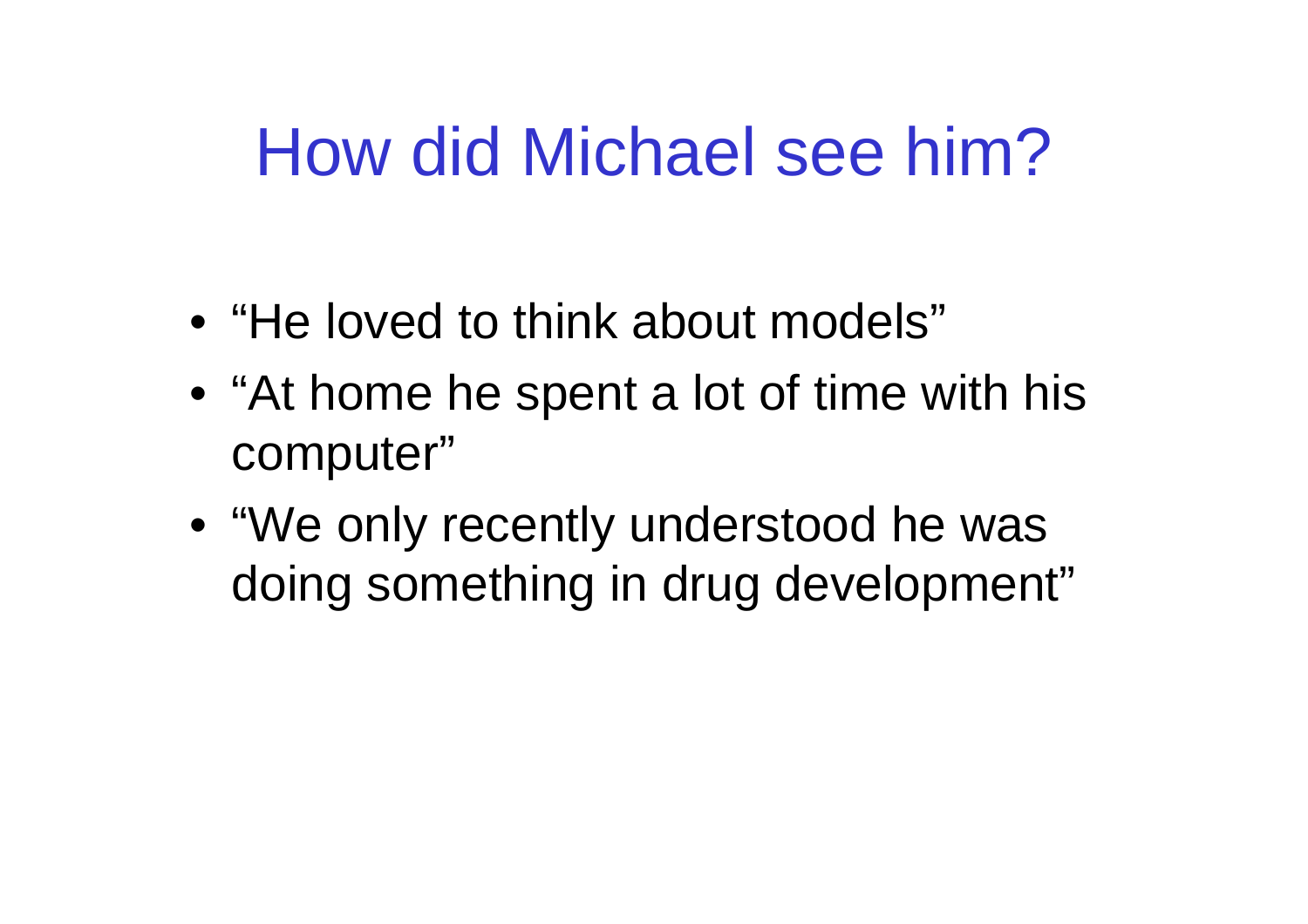# How did Michael see him?

- “He loved to think about models”
- “At home he spent a lot of time with his computer”
- “We only recently understood he was doing something in drug development”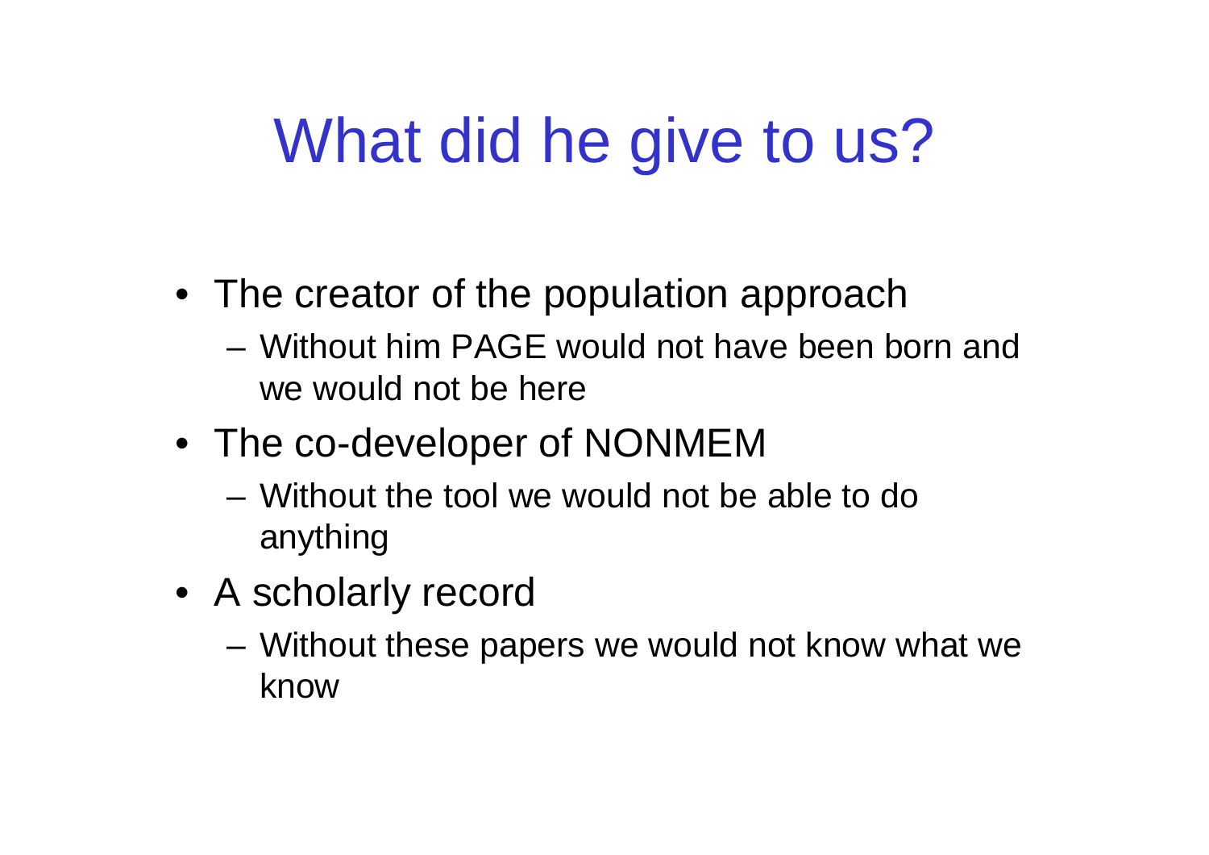# What did he give to us?

- The creator of the population approach
  - Without him PAGE would not have been born and we would not be here
- The co-developer of NONMEM
  - Without the tool we would not be able to do anything
- A scholarly record
  - Without these papers we would not know what we know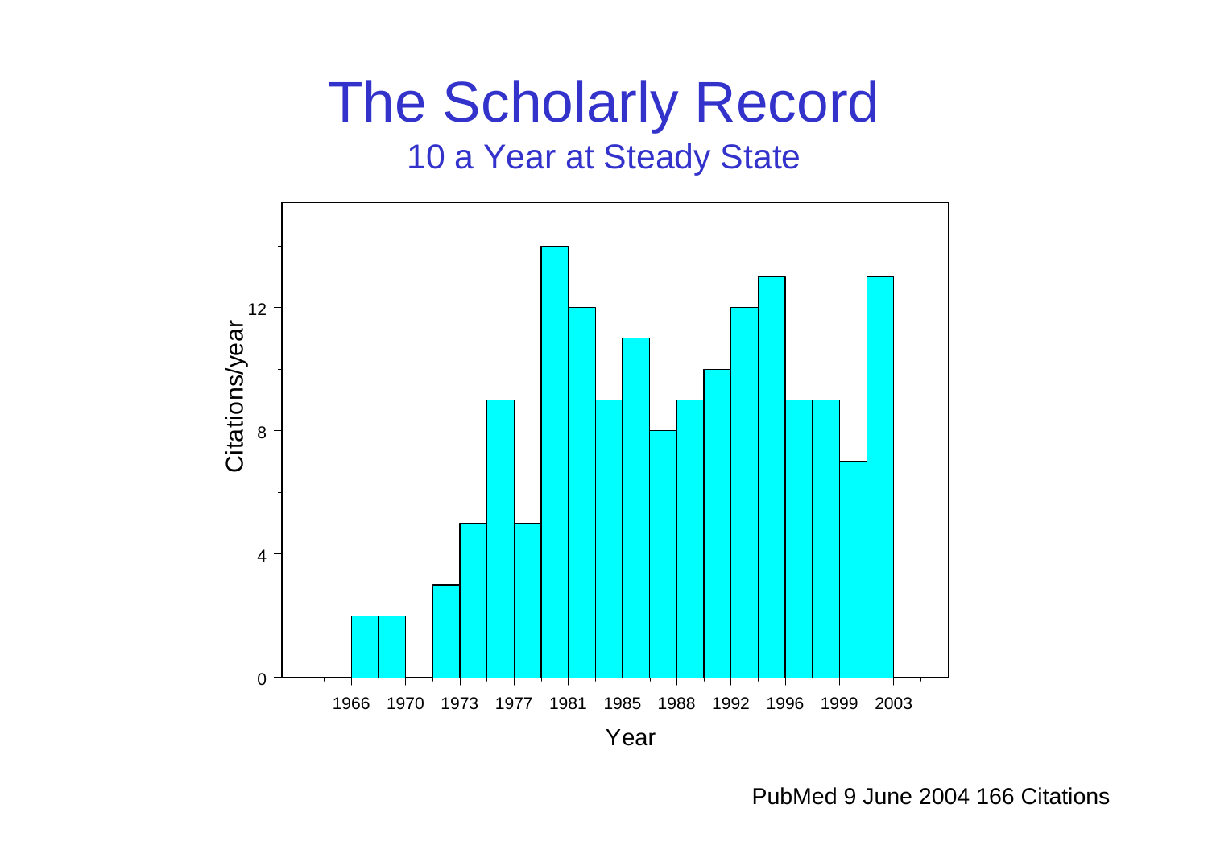# The Scholarly Record

## 10 a Year at Steady State

Citations/year

12

8

4

0

1966 1970 1973 1977 1981 1985 1988 1992 1996 1999 2003

Year

PubMed 9 June 2004 166 Citations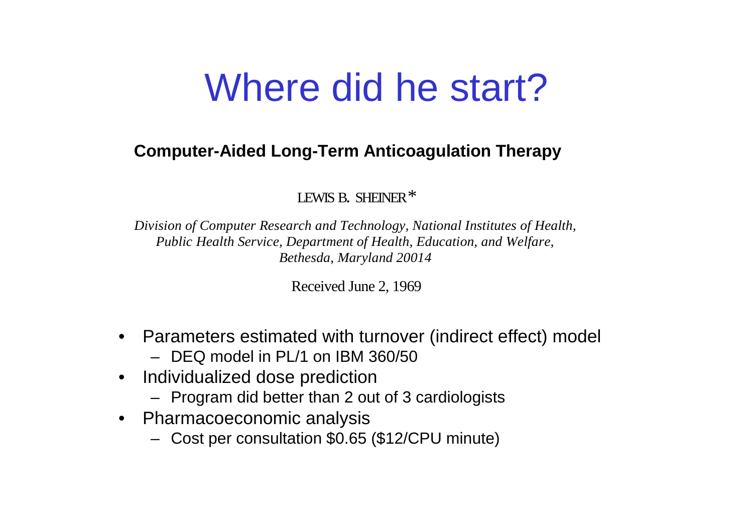# Where did he start?

**Computer-Aided Long-Term Anticoagulation Therapy**

LEWIS B. SHEINER*

*Division of Computer Research and Technology, National Institutes of Health, Public Health Service, Department of Health, Education, and Welfare, Bethesda, Maryland 20014*

Received June 2, 1969

- Parameters estimated with turnover (indirect effect) model
  - DEQ model in PL/1 on IBM 360/50
- Individualized dose prediction
  - Program did better than 2 out of 3 cardiologists
- Pharmacoeconomic analysis
  - Cost per consultation $0.65 ($12/CPU minute)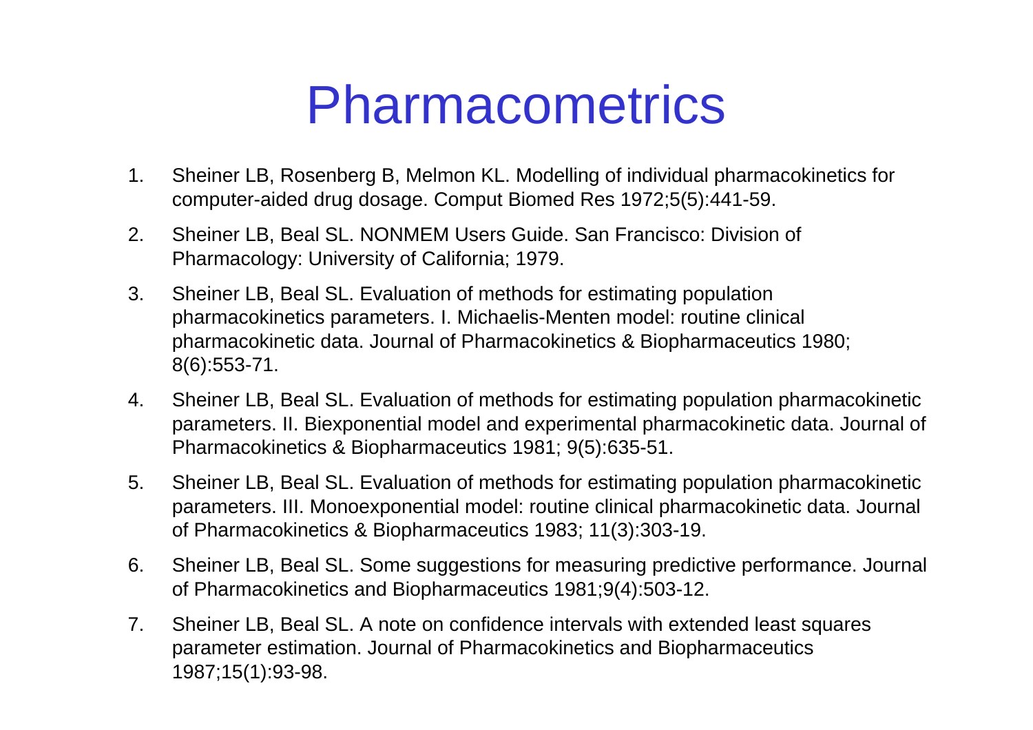# Pharmacometrics

1. Sheiner LB, Rosenberg B, Melmon KL. Modelling of individual pharmacokinetics for computer-aided drug dosage. Comput Biomed Res 1972;5(5):441-59.
2. Sheiner LB, Beal SL. NONMEM Users Guide. San Francisco: Division of Pharmacology: University of California; 1979.
3. Sheiner LB, Beal SL. Evaluation of methods for estimating population pharmacokinetics parameters. I. Michaelis-Menten model: routine clinical pharmacokinetic data. Journal of Pharmacokinetics & Biopharmaceutics 1980; 8(6):553-71.
4. Sheiner LB, Beal SL. Evaluation of methods for estimating population pharmacokinetic parameters. II. Biexponential model and experimental pharmacokinetic data. Journal of Pharmacokinetics & Biopharmaceutics 1981; 9(5):635-51.
5. Sheiner LB, Beal SL. Evaluation of methods for estimating population pharmacokinetic parameters. III. Monoexponential model: routine clinical pharmacokinetic data. Journal of Pharmacokinetics & Biopharmaceutics 1983; 11(3):303-19.
6. Sheiner LB, Beal SL. Some suggestions for measuring predictive performance. Journal of Pharmacokinetics and Biopharmaceutics 1981;9(4):503-12.
7. Sheiner LB, Beal SL. A note on confidence intervals with extended least squares parameter estimation. Journal of Pharmacokinetics and Biopharmaceutics 1987;15(1):93-98.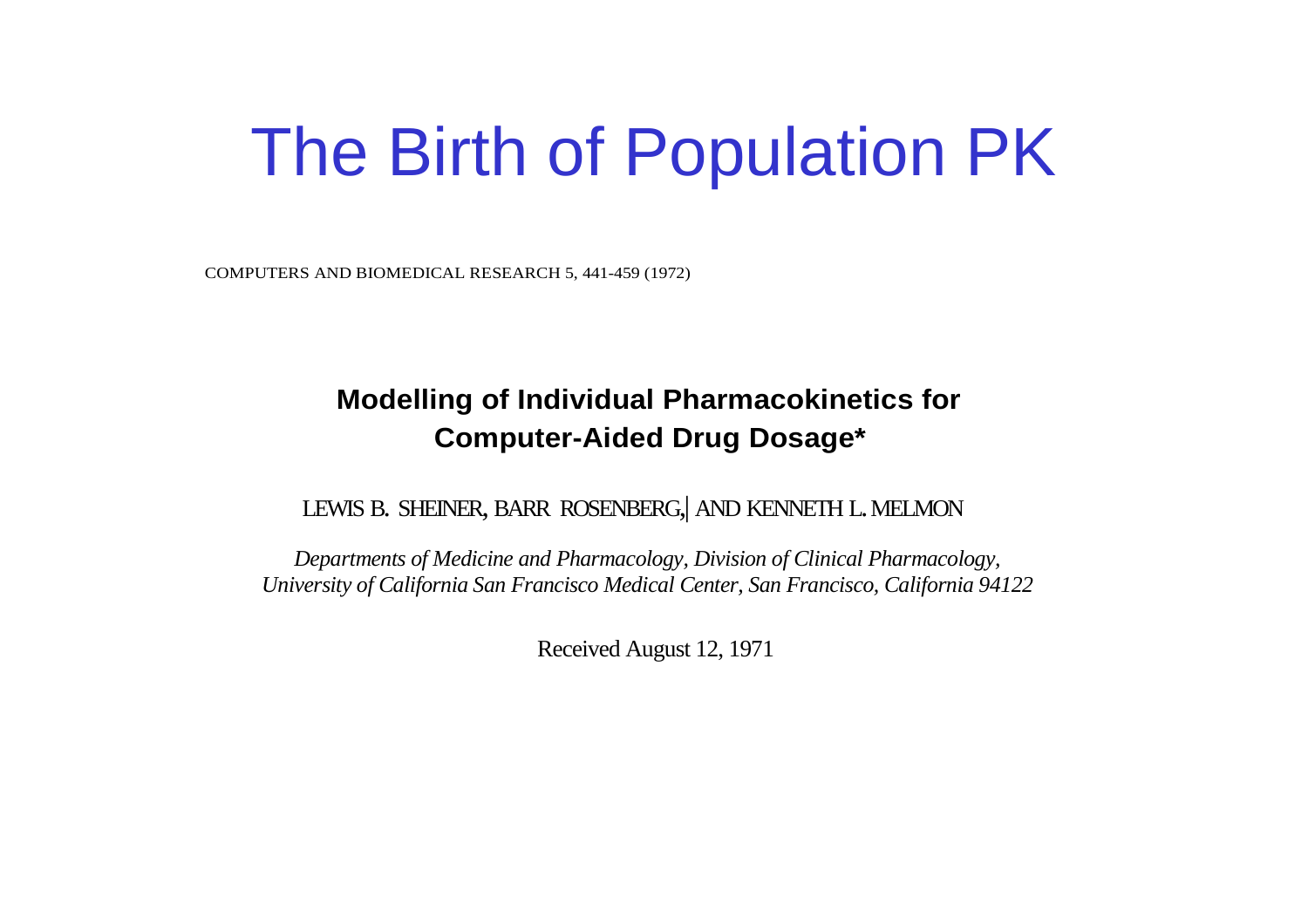# The Birth of Population PK

COMPUTERS AND BIOMEDICAL RESEARCH 5, 441-459 (1972)

**Modelling of Individual Pharmacokinetics for Computer-Aided Drug Dosage***

LEWIS B. SHEINER, BARR ROSENBERG,| AND KENNETH L. MELMON

*Departments of Medicine and Pharmacology, Division of Clinical Pharmacology, University of California San Francisco Medical Center, San Francisco, California 94122*

Received August 12, 1971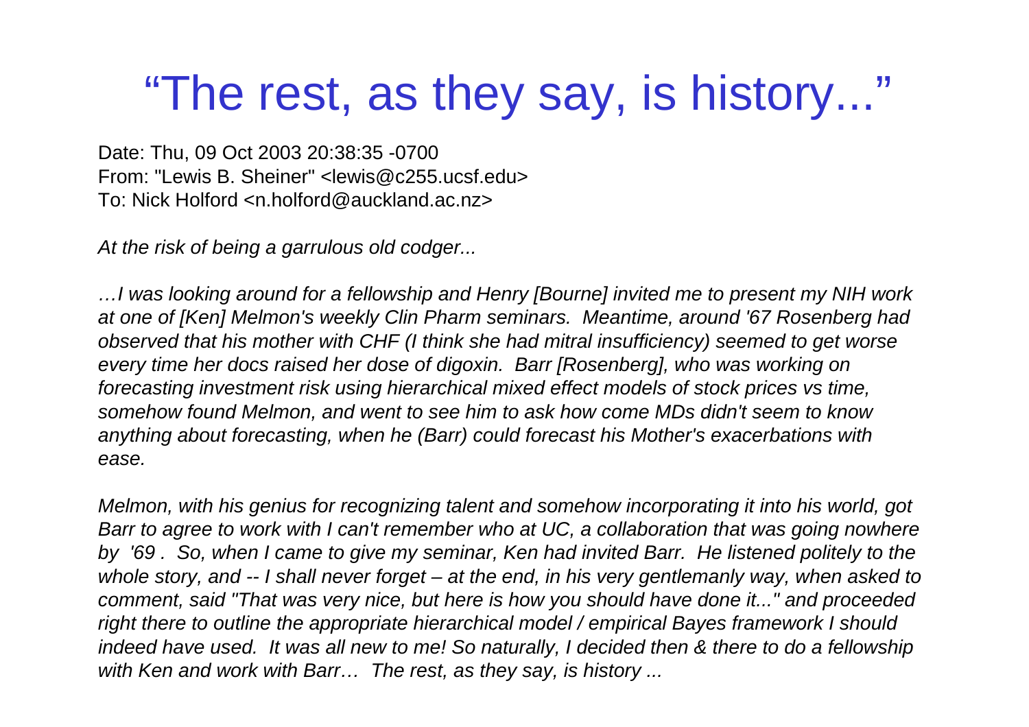# “The rest, as they say, is history...”

Date: Thu, 09 Oct 2003 20:38:35 -0700
From: "Lewis B. Sheiner" <lewis@c255.ucsf.edu>
To: Nick Holford <n.holford@auckland.ac.nz>

*At the risk of being a garrulous old codger...*

*…I was looking around for a fellowship and Henry [Bourne] invited me to present my NIH work at one of [Ken] Melmon's weekly Clin Pharm seminars. Meantime, around '67 Rosenberg had observed that his mother with CHF (I think she had mitral insufficiency) seemed to get worse every time her docs raised her dose of digoxin. Barr [Rosenberg], who was working on forecasting investment risk using hierarchical mixed effect models of stock prices vs time, somehow found Melmon, and went to see him to ask how come MDs didn't seem to know anything about forecasting, when he (Barr) could forecast his Mother's exacerbations with ease.*

*Melmon, with his genius for recognizing talent and somehow incorporating it into his world, got Barr to agree to work with I can't remember who at UC, a collaboration that was going nowhere by '69 . So, when I came to give my seminar, Ken had invited Barr. He listened politely to the whole story, and -- I shall never forget – at the end, in his very gentlemanly way, when asked to comment, said "That was very nice, but here is how you should have done it..." and proceeded right there to outline the appropriate hierarchical model / empirical Bayes framework I should indeed have used. It was all new to me! So naturally, I decided then & there to do a fellowship with Ken and work with Barr… The rest, as they say, is history ...*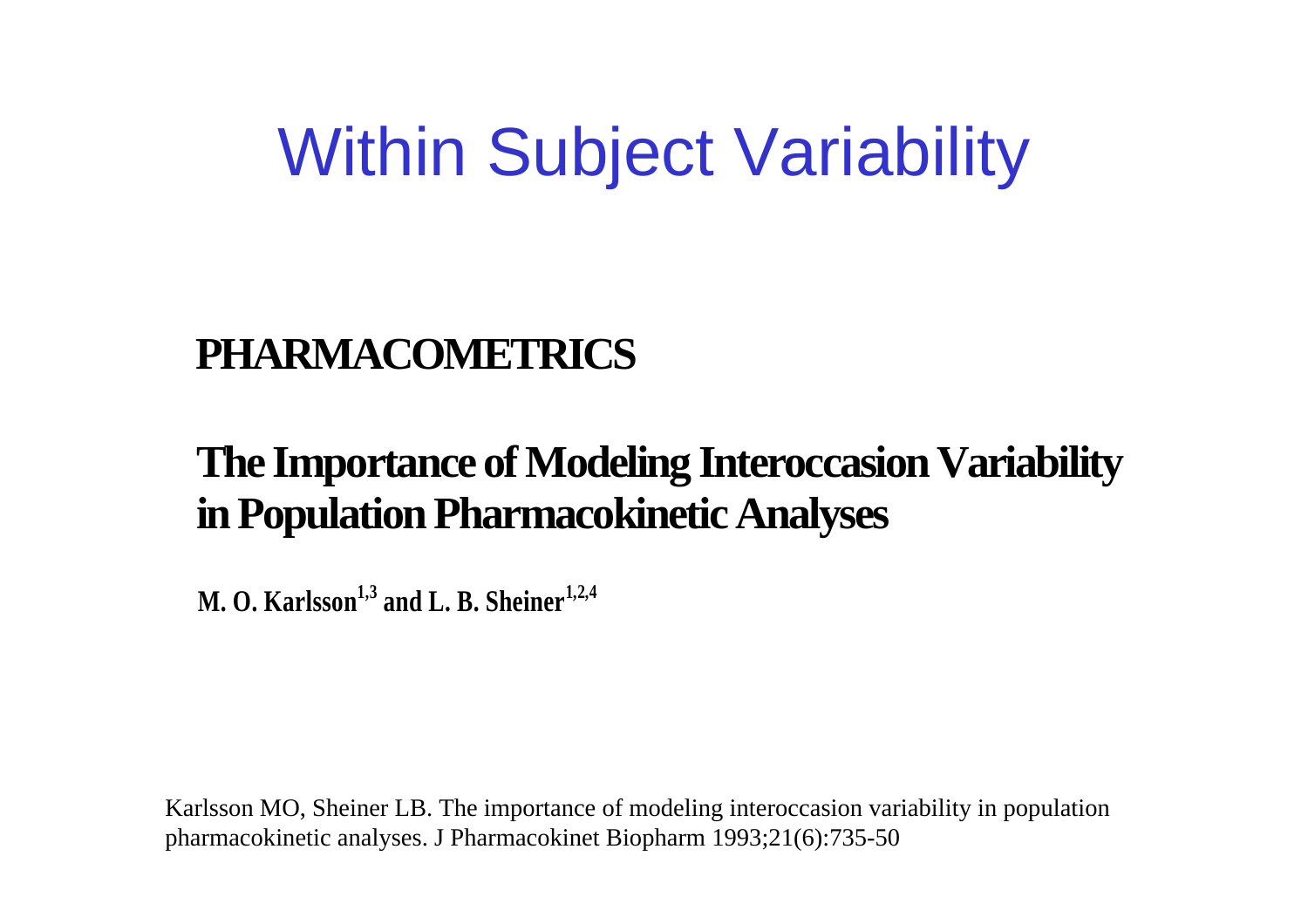# Within Subject Variability

**PHARMACOMETRICS**

## The Importance of Modeling Interoccasion Variability in Population Pharmacokinetic Analyses

**M. O. Karlsson[1,3] and L. B. Sheiner[1,2,4]**

Karlsson MO, Sheiner LB. The importance of modeling interoccasion variability in population pharmacokinetic analyses. J Pharmacokinet Biopharm 1993;21(6):735-50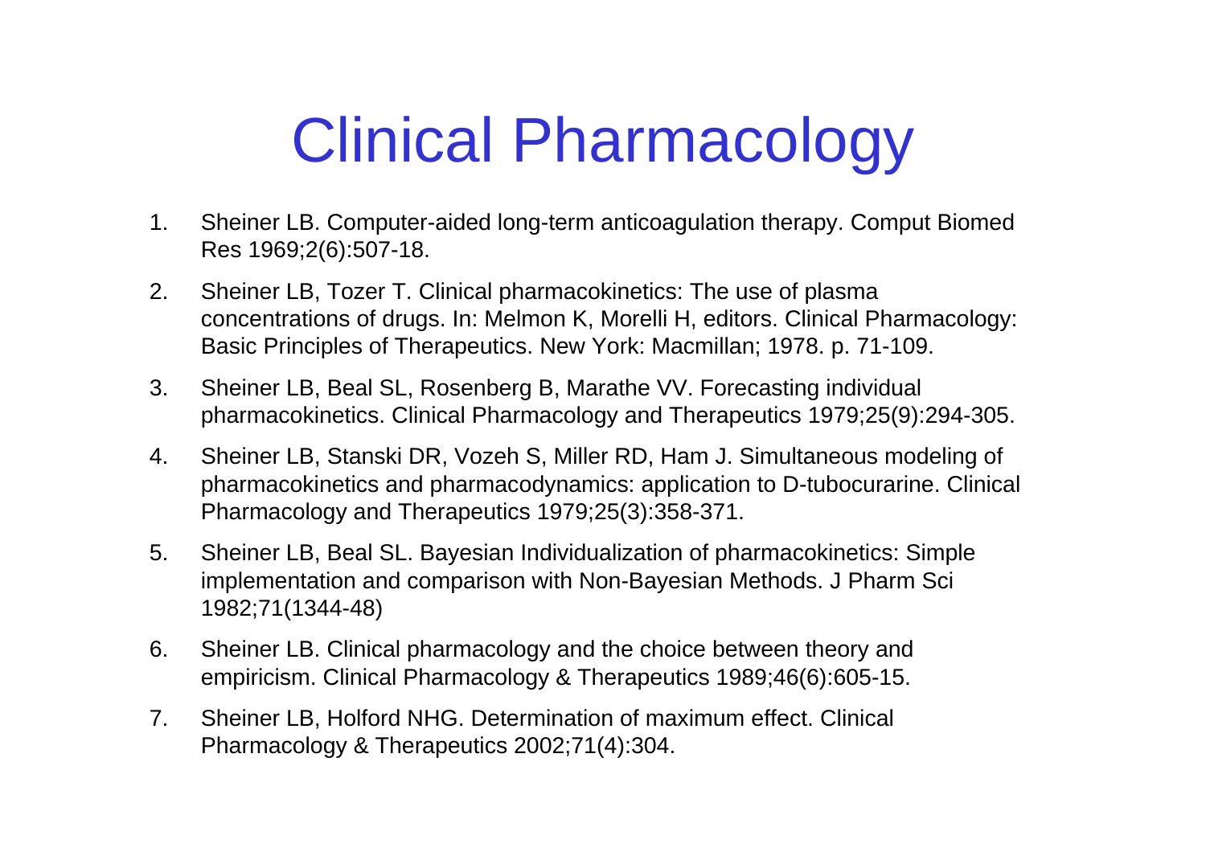# Clinical Pharmacology

1. Sheiner LB. Computer-aided long-term anticoagulation therapy. Comput Biomed Res 1969;2(6):507-18.
2. Sheiner LB, Tozer T. Clinical pharmacokinetics: The use of plasma concentrations of drugs. In: Melmon K, Morelli H, editors. Clinical Pharmacology: Basic Principles of Therapeutics. New York: Macmillan; 1978. p. 71-109.
3. Sheiner LB, Beal SL, Rosenberg B, Marathe VV. Forecasting individual pharmacokinetics. Clinical Pharmacology and Therapeutics 1979;25(9):294-305.
4. Sheiner LB, Stanski DR, Vozeh S, Miller RD, Ham J. Simultaneous modeling of pharmacokinetics and pharmacodynamics: application to D-tubocurarine. Clinical Pharmacology and Therapeutics 1979;25(3):358-371.
5. Sheiner LB, Beal SL. Bayesian Individualization of pharmacokinetics: Simple implementation and comparison with Non-Bayesian Methods. J Pharm Sci 1982;71(1344-48)
6. Sheiner LB. Clinical pharmacology and the choice between theory and empiricism. Clinical Pharmacology & Therapeutics 1989;46(6):605-15.
7. Sheiner LB, Holford NHG. Determination of maximum effect. Clinical Pharmacology & Therapeutics 2002;71(4):304.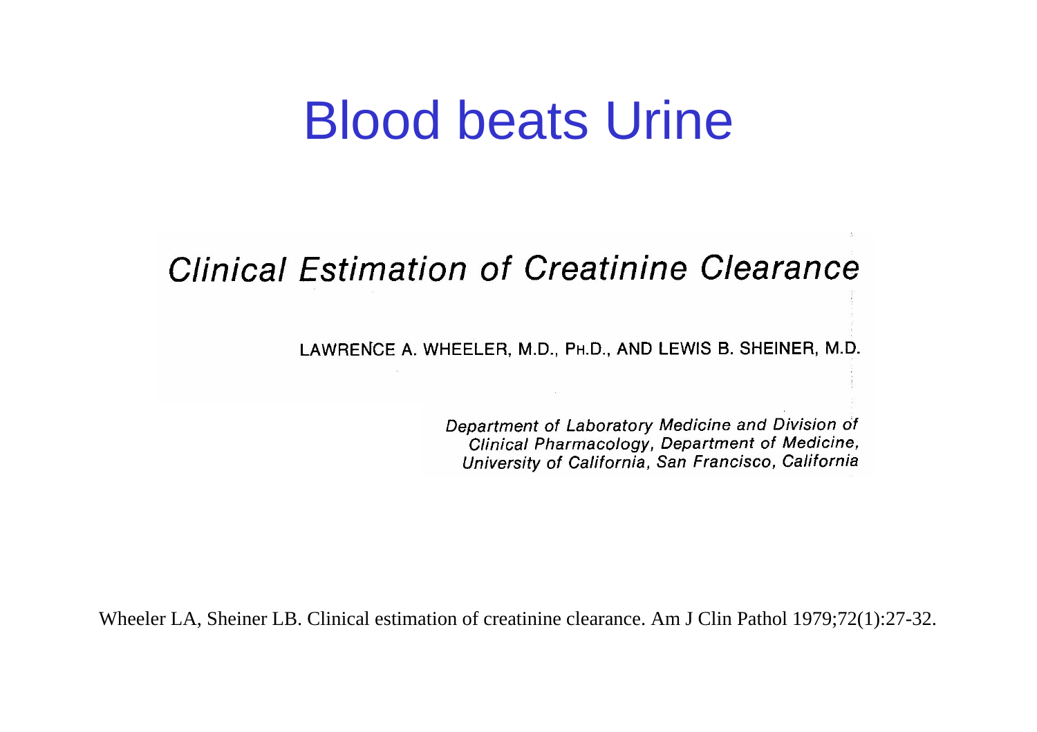# Blood beats Urine

## *Clinical Estimation of Creatinine Clearance*

LAWRENCE A. WHEELER, M.D., PH.D., AND LEWIS B. SHEINER, M.D.

*Department of Laboratory Medicine and Division of Clinical Pharmacology, Department of Medicine, University of California, San Francisco, California*

Wheeler LA, Sheiner LB. Clinical estimation of creatinine clearance. Am J Clin Pathol 1979;72(1):27-32.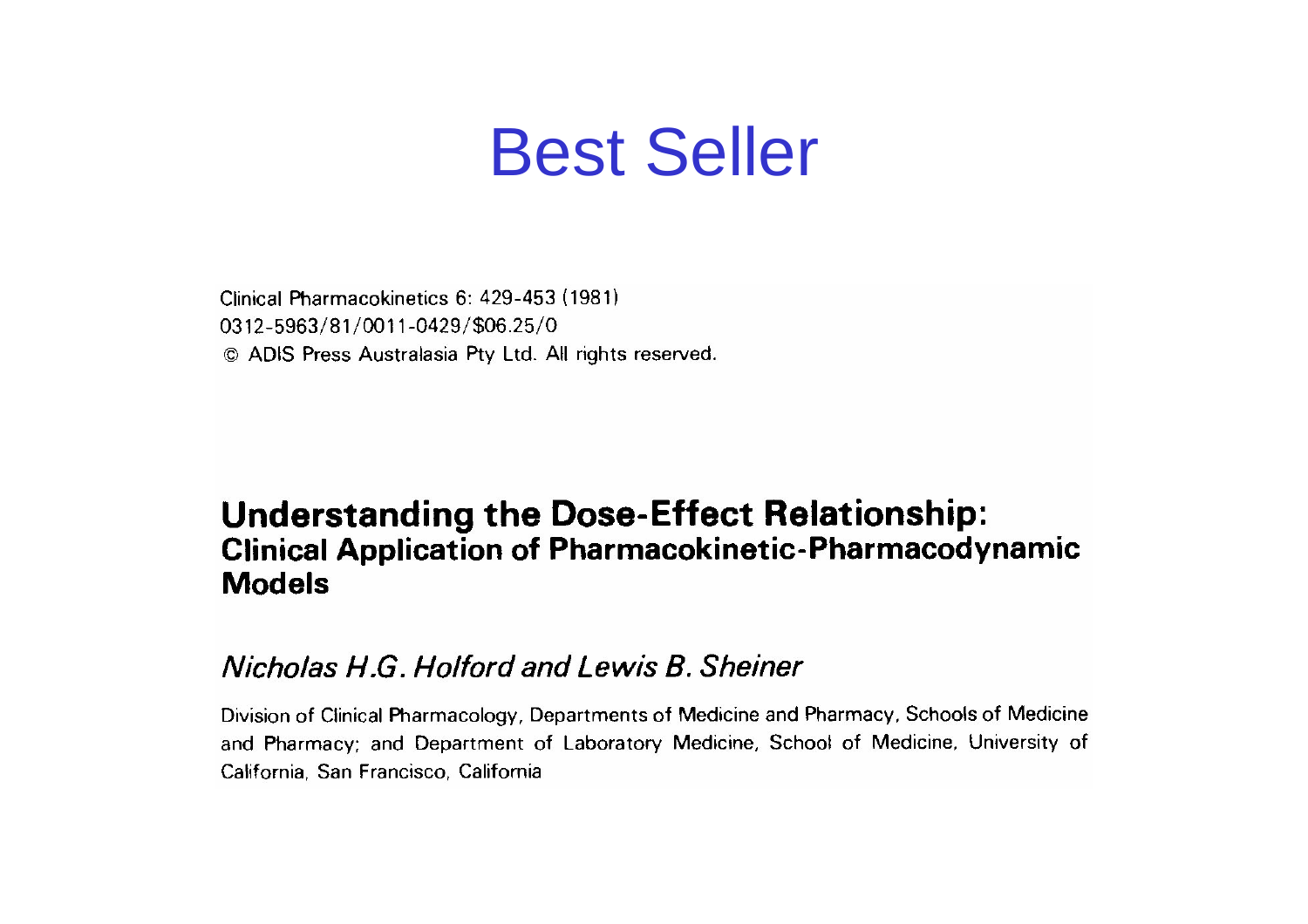# Best Seller

Clinical Pharmacokinetics 6: 429-453 (1981)
0312-5963/81/0011-0429/$06.25/0
© ADIS Press Australasia Pty Ltd. All rights reserved.

## Understanding the Dose-Effect Relationship:
### Clinical Application of Pharmacokinetic-Pharmacodynamic Models

*Nicholas H.G. Holford and Lewis B. Sheiner*

Division of Clinical Pharmacology, Departments of Medicine and Pharmacy, Schools of Medicine and Pharmacy; and Department of Laboratory Medicine, School of Medicine, University of California, San Francisco, California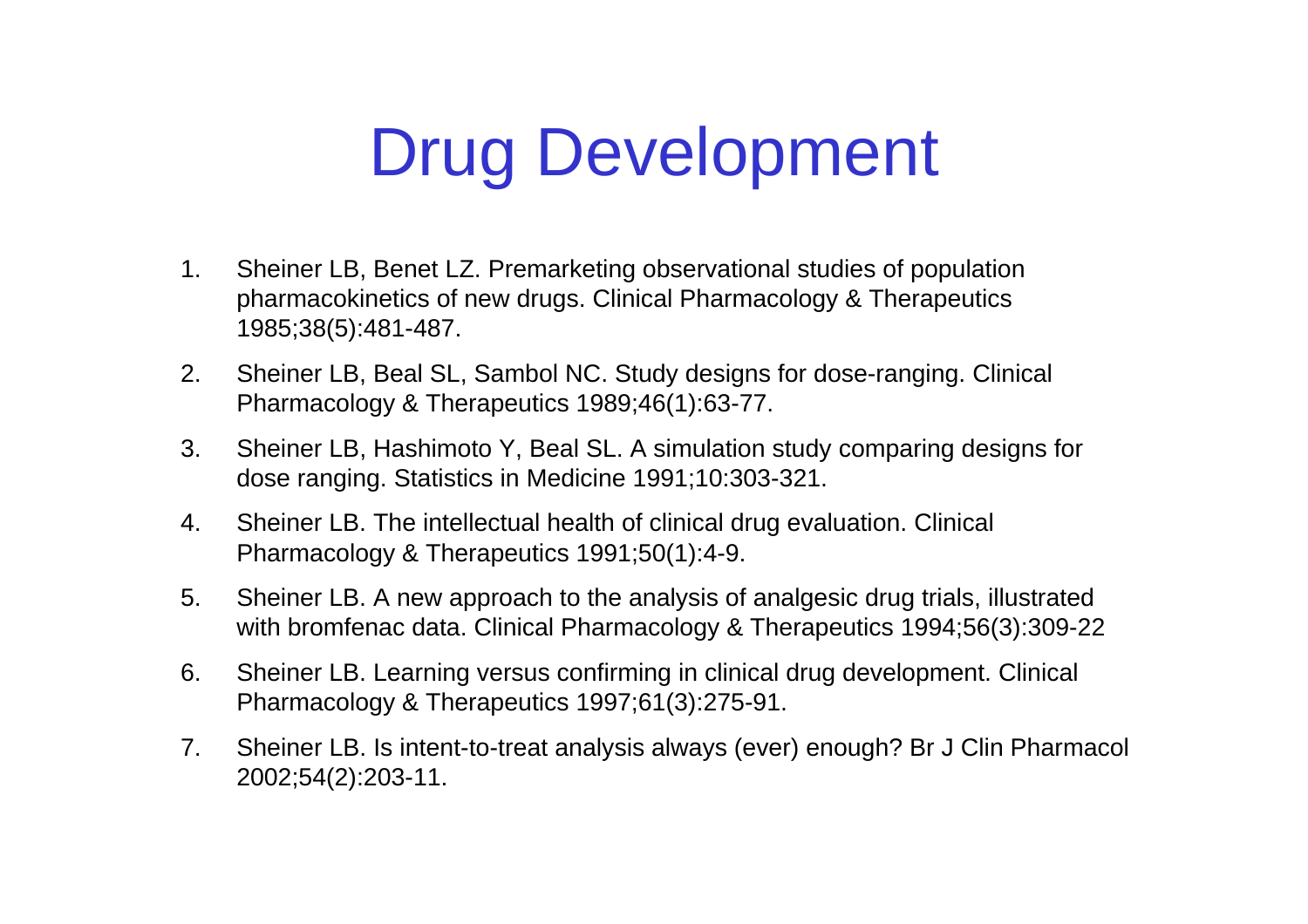# Drug Development

1. Sheiner LB, Benet LZ. Premarketing observational studies of population pharmacokinetics of new drugs. Clinical Pharmacology & Therapeutics 1985;38(5):481-487.
2. Sheiner LB, Beal SL, Sambol NC. Study designs for dose-ranging. Clinical Pharmacology & Therapeutics 1989;46(1):63-77.
3. Sheiner LB, Hashimoto Y, Beal SL. A simulation study comparing designs for dose ranging. Statistics in Medicine 1991;10:303-321.
4. Sheiner LB. The intellectual health of clinical drug evaluation. Clinical Pharmacology & Therapeutics 1991;50(1):4-9.
5. Sheiner LB. A new approach to the analysis of analgesic drug trials, illustrated with bromfenac data. Clinical Pharmacology & Therapeutics 1994;56(3):309-22
6. Sheiner LB. Learning versus confirming in clinical drug development. Clinical Pharmacology & Therapeutics 1997;61(3):275-91.
7. Sheiner LB. Is intent-to-treat analysis always (ever) enough? Br J Clin Pharmacol 2002;54(2):203-11.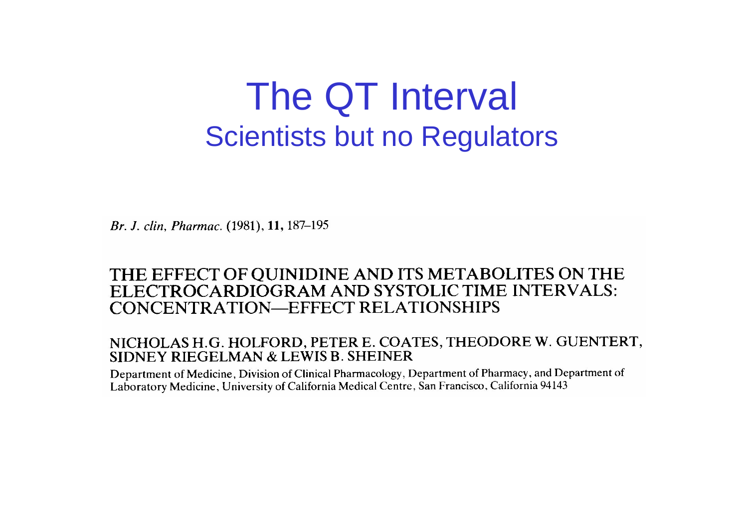# The QT Interval

## Scientists but no Regulators

*Br. J. clin, Pharmac.* (1981), **11**, 187–195

### THE EFFECT OF QUINIDINE AND ITS METABOLITES ON THE ELECTROCARDIOGRAM AND SYSTOLIC TIME INTERVALS: CONCENTRATION—EFFECT RELATIONSHIPS

NICHOLAS H.G. HOLFORD, PETER E. COATES, THEODORE W. GUENTERT, SIDNEY RIEGELMAN & LEWIS B. SHEINER

Department of Medicine, Division of Clinical Pharmacology, Department of Pharmacy, and Department of Laboratory Medicine, University of California Medical Centre, San Francisco, California 94143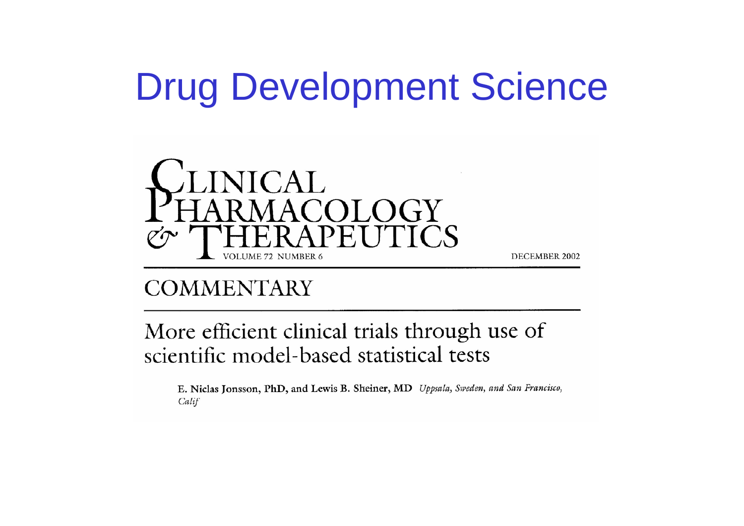# Drug Development Science

CLINICAL PHARMACOLOGY & THERAPEUTICS

VOLUME 72 NUMBER 6

DECEMBER 2002

## COMMENTARY

### More efficient clinical trials through use of scientific model-based statistical tests

**E. Niclas Jonsson, PhD, and Lewis B. Sheiner, MD** *Uppsala, Sweden, and San Francisco, Calif*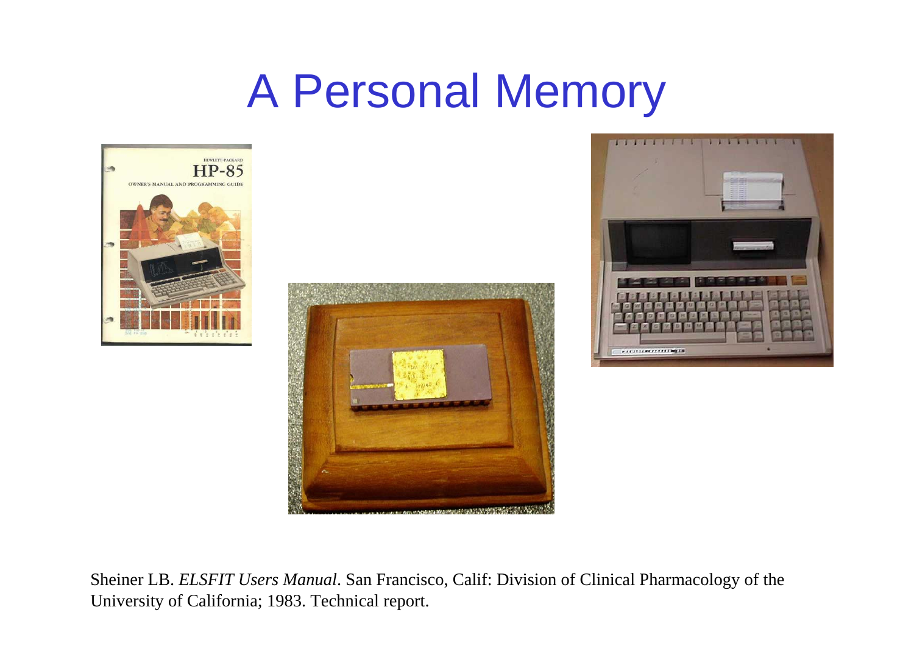# A Personal Memory

Sheiner LB. *ELSFIT Users Manual*. San Francisco, Calif: Division of Clinical Pharmacology of the University of California; 1983. Technical report.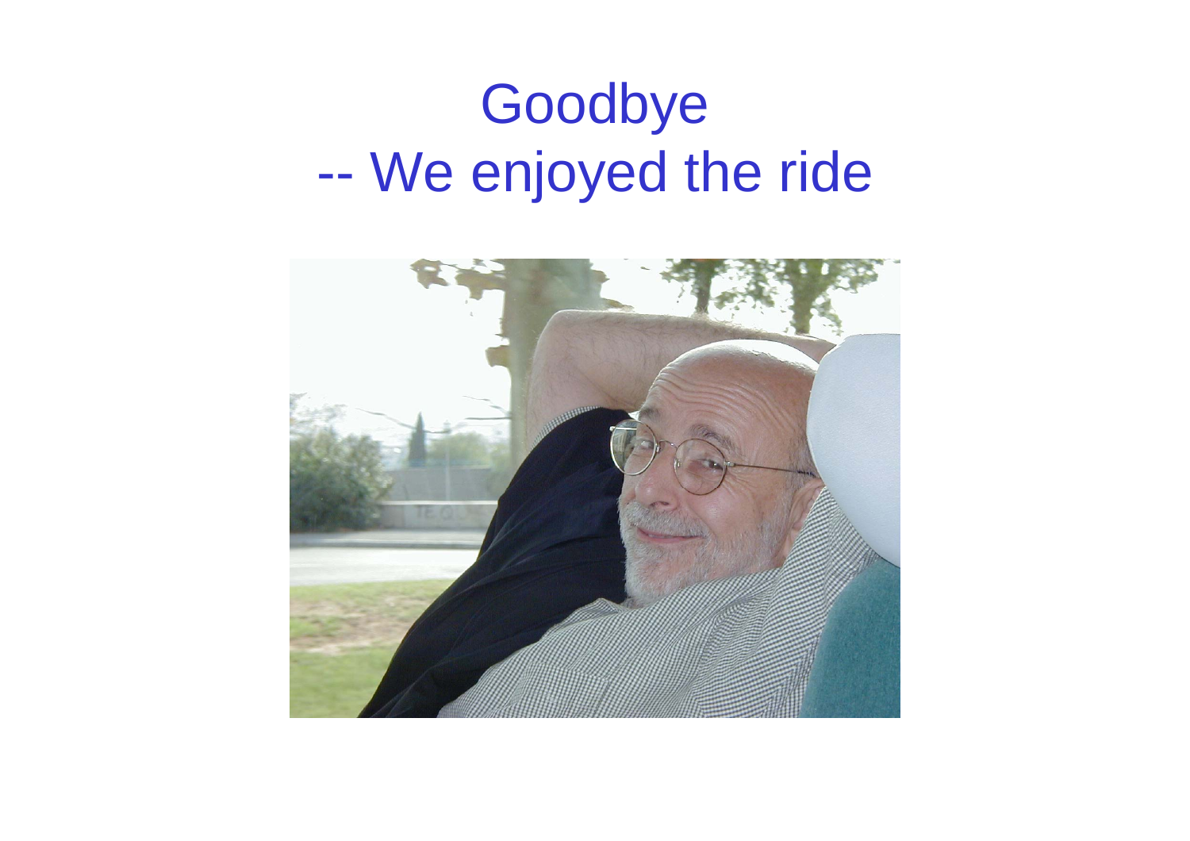# Goodbye
# -- We enjoyed the ride